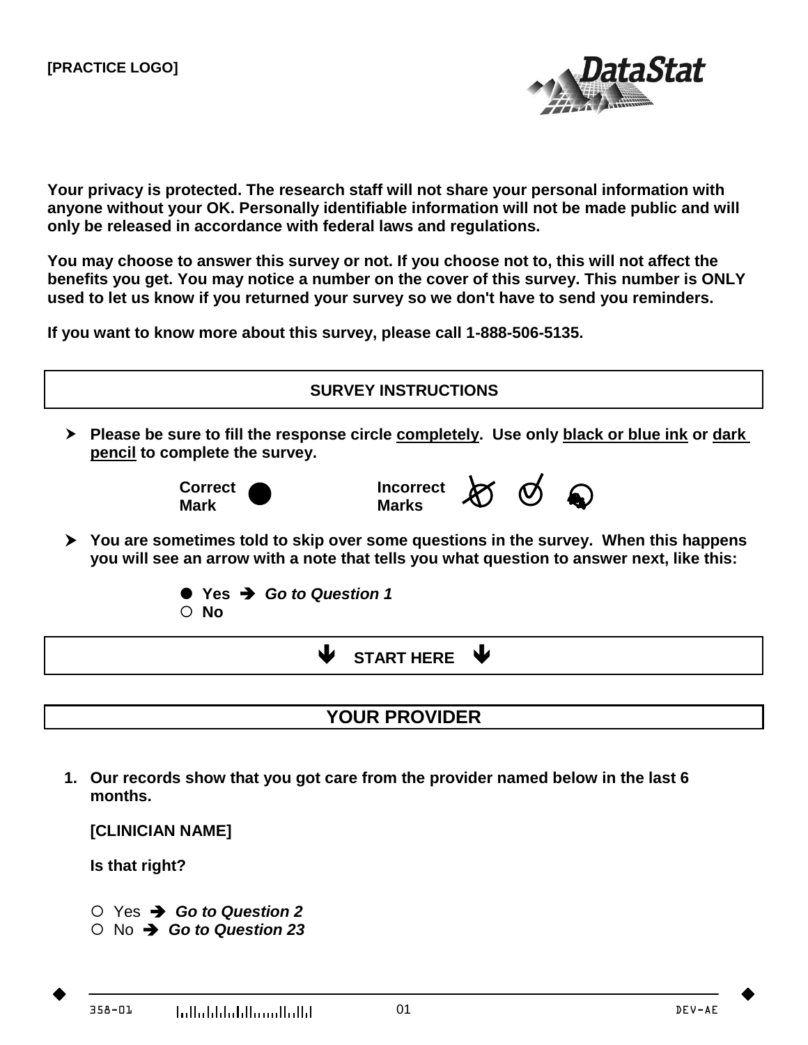**[PRACTICE LOGO]**

**Your privacy is protected. The research staff will not share your personal information with anyone without your OK. Personally identifiable information will not be made public and will only be released in accordance with federal laws and regulations.**

**You may choose to answer this survey or not. If you choose not to, this will not affect the benefits you get. You may notice a number on the cover of this survey. This number is ONLY used to let us know if you returned your survey so we don't have to send you reminders.**

**If you want to know more about this survey, please call 1-888-506-5135.**

## SURVEY INSTRUCTIONS

- **Please be sure to fill the response circle completely. Use only black or blue ink or dark pencil to complete the survey.**

  **Correct Mark** ●  **Incorrect Marks**

- **You are sometimes told to skip over some questions in the survey. When this happens you will see an arrow with a note that tells you what question to answer next, like this:**

  ● **Yes** ➔ ***Go to Question 1***
  ○ **No**

**START HERE**

## YOUR PROVIDER

1. **Our records show that you got care from the provider named below in the last 6 months.**

   **[CLINICIAN NAME]**

   **Is that right?**

   ○ Yes ➔ ***Go to Question 2***
   ○ No ➔ ***Go to Question 23***

358-01 DEV-AE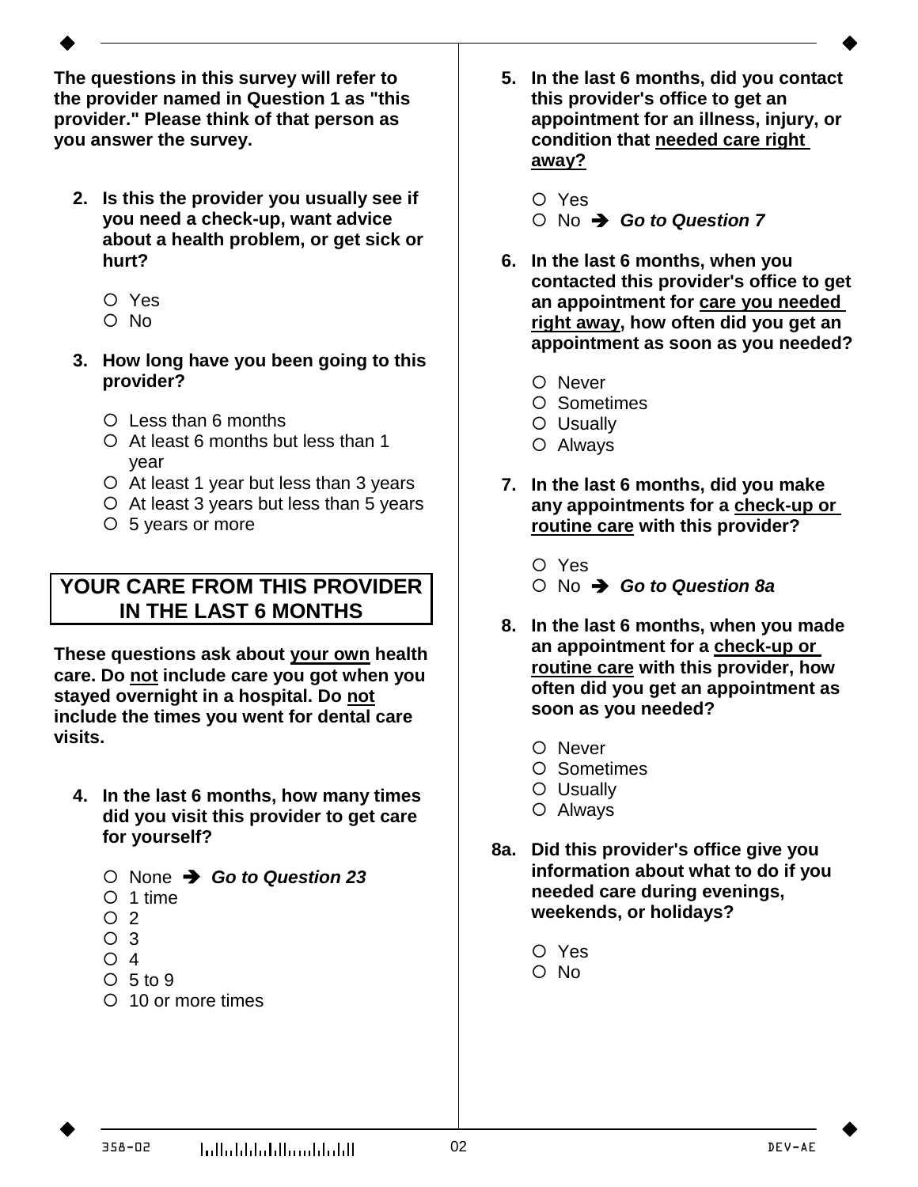**The questions in this survey will refer to the provider named in Question 1 as "this provider." Please think of that person as you answer the survey.**

2. **Is this the provider you usually see if you need a check-up, want advice about a health problem, or get sick or hurt?**

   - ○ Yes
   - ○ No

3. **How long have you been going to this provider?**

   - ○ Less than 6 months
   - ○ At least 6 months but less than 1 year
   - ○ At least 1 year but less than 3 years
   - ○ At least 3 years but less than 5 years
   - ○ 5 years or more

## YOUR CARE FROM THIS PROVIDER IN THE LAST 6 MONTHS

**These questions ask about your own health care. Do not include care you got when you stayed overnight in a hospital. Do not include the times you went for dental care visits.**

4. **In the last 6 months, how many times did you visit this provider to get care for yourself?**

   - ○ None ➔ ***Go to Question 23***
   - ○ 1 time
   - ○ 2
   - ○ 3
   - ○ 4
   - ○ 5 to 9
   - ○ 10 or more times

5. **In the last 6 months, did you contact this provider's office to get an appointment for an illness, injury, or condition that needed care right away?**

   - ○ Yes
   - ○ No ➔ ***Go to Question 7***

6. **In the last 6 months, when you contacted this provider's office to get an appointment for care you needed right away, how often did you get an appointment as soon as you needed?**

   - ○ Never
   - ○ Sometimes
   - ○ Usually
   - ○ Always

7. **In the last 6 months, did you make any appointments for a check-up or routine care with this provider?**

   - ○ Yes
   - ○ No ➔ ***Go to Question 8a***

8. **In the last 6 months, when you made an appointment for a check-up or routine care with this provider, how often did you get an appointment as soon as you needed?**

   - ○ Never
   - ○ Sometimes
   - ○ Usually
   - ○ Always

8a. **Did this provider's office give you information about what to do if you needed care during evenings, weekends, or holidays?**

   - ○ Yes
   - ○ No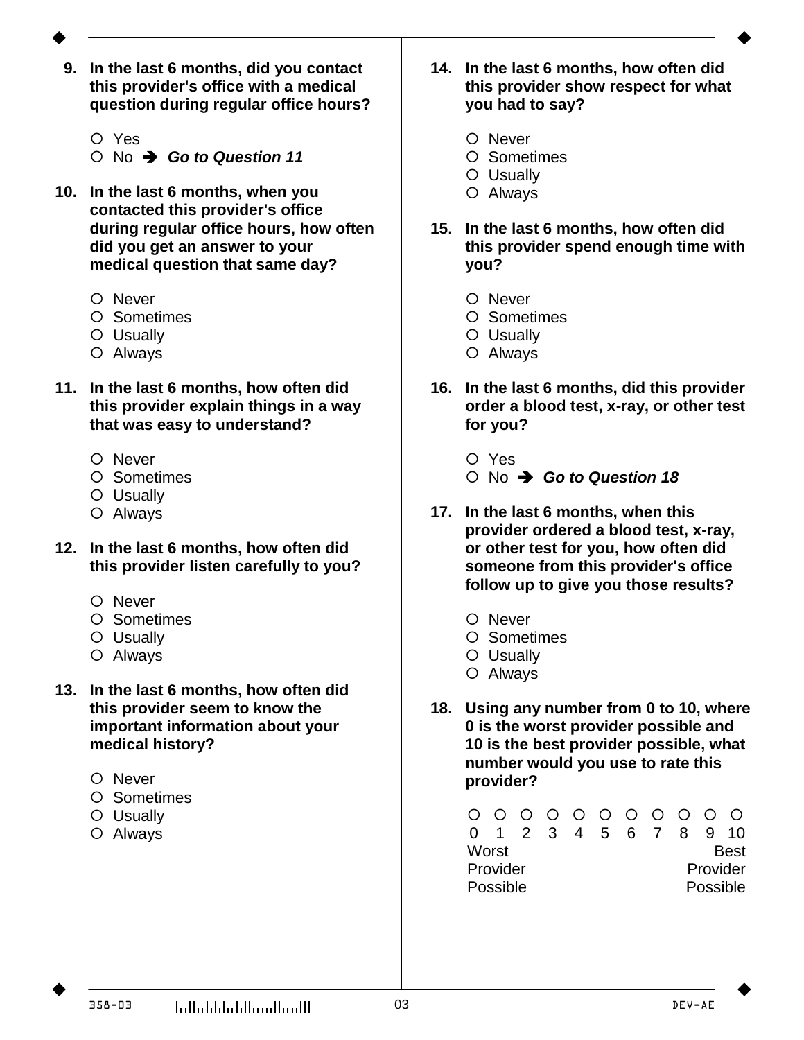**9. In the last 6 months, did you contact this provider's office with a medical question during regular office hours?**

- ○ Yes
- ○ No ➔ ***Go to Question 11***

**10. In the last 6 months, when you contacted this provider's office during regular office hours, how often did you get an answer to your medical question that same day?**

- ○ Never
- ○ Sometimes
- ○ Usually
- ○ Always

**11. In the last 6 months, how often did this provider explain things in a way that was easy to understand?**

- ○ Never
- ○ Sometimes
- ○ Usually
- ○ Always

**12. In the last 6 months, how often did this provider listen carefully to you?**

- ○ Never
- ○ Sometimes
- ○ Usually
- ○ Always

**13. In the last 6 months, how often did this provider seem to know the important information about your medical history?**

- ○ Never
- ○ Sometimes
- ○ Usually
- ○ Always

**14. In the last 6 months, how often did this provider show respect for what you had to say?**

- ○ Never
- ○ Sometimes
- ○ Usually
- ○ Always

**15. In the last 6 months, how often did this provider spend enough time with you?**

- ○ Never
- ○ Sometimes
- ○ Usually
- ○ Always

**16. In the last 6 months, did this provider order a blood test, x-ray, or other test for you?**

- ○ Yes
- ○ No ➔ ***Go to Question 18***

**17. In the last 6 months, when this provider ordered a blood test, x-ray, or other test for you, how often did someone from this provider's office follow up to give you those results?**

- ○ Never
- ○ Sometimes
- ○ Usually
- ○ Always

**18. Using any number from 0 to 10, where 0 is the worst provider possible and 10 is the best provider possible, what number would you use to rate this provider?**

| ○ | ○ | ○ | ○ | ○ | ○ | ○ | ○ | ○ | ○ | ○ |
|---|---|---|---|---|---|---|---|---|---|---|
| 0 | 1 | 2 | 3 | 4 | 5 | 6 | 7 | 8 | 9 | 10 |
| Worst Provider Possible | | | | | | | | | | Best Provider Possible |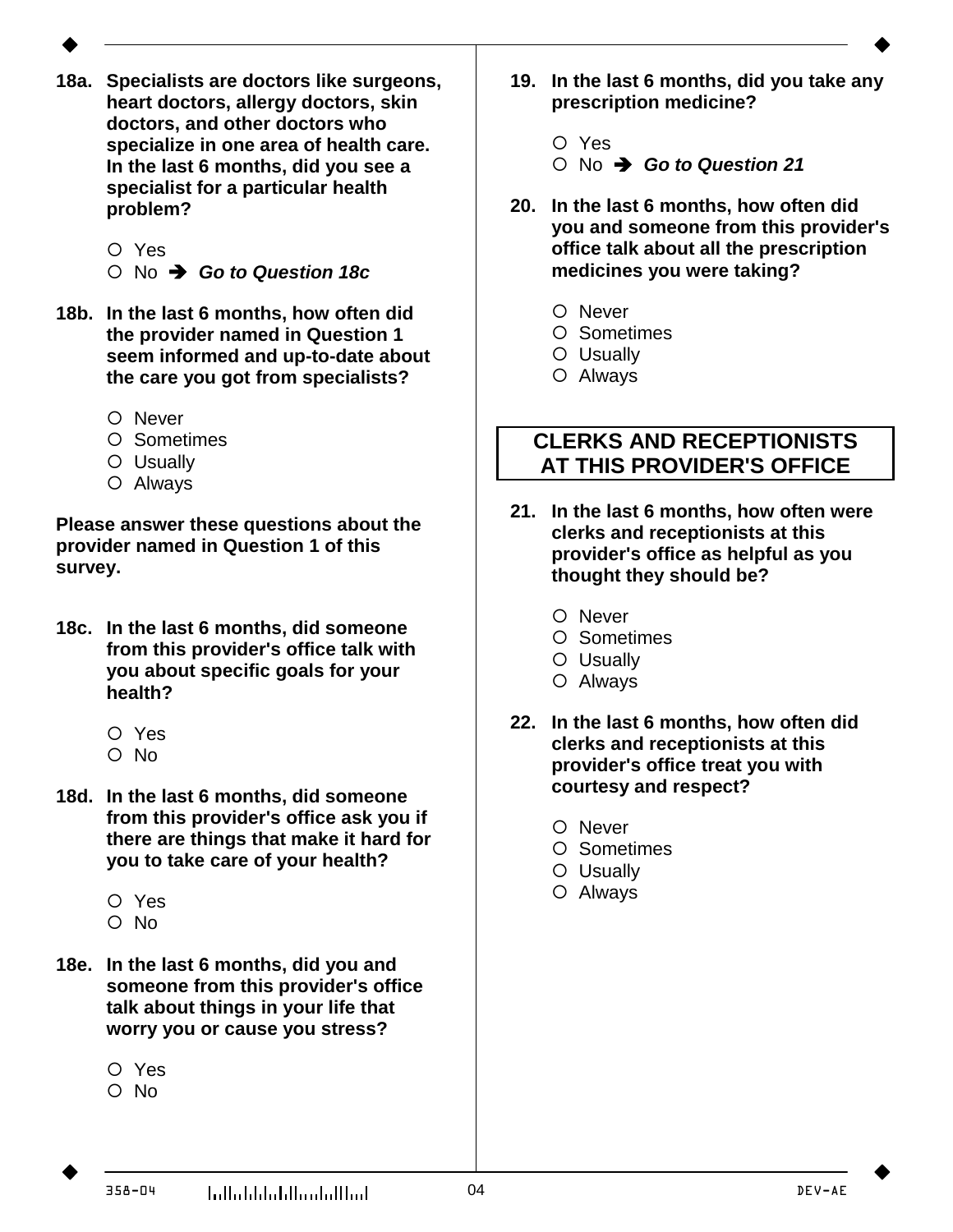**18a. Specialists are doctors like surgeons, heart doctors, allergy doctors, skin doctors, and other doctors who specialize in one area of health care. In the last 6 months, did you see a specialist for a particular health problem?**

- ○ Yes
- ○ No ➔ ***Go to Question 18c***

**18b. In the last 6 months, how often did the provider named in Question 1 seem informed and up-to-date about the care you got from specialists?**

- ○ Never
- ○ Sometimes
- ○ Usually
- ○ Always

**Please answer these questions about the provider named in Question 1 of this survey.**

**18c. In the last 6 months, did someone from this provider's office talk with you about specific goals for your health?**

- ○ Yes
- ○ No

**18d. In the last 6 months, did someone from this provider's office ask you if there are things that make it hard for you to take care of your health?**

- ○ Yes
- ○ No

**18e. In the last 6 months, did you and someone from this provider's office talk about things in your life that worry you or cause you stress?**

- ○ Yes
- ○ No

**19. In the last 6 months, did you take any prescription medicine?**

- ○ Yes
- ○ No ➔ ***Go to Question 21***

**20. In the last 6 months, how often did you and someone from this provider's office talk about all the prescription medicines you were taking?**

- ○ Never
- ○ Sometimes
- ○ Usually
- ○ Always

## CLERKS AND RECEPTIONISTS AT THIS PROVIDER'S OFFICE

**21. In the last 6 months, how often were clerks and receptionists at this provider's office as helpful as you thought they should be?**

- ○ Never
- ○ Sometimes
- ○ Usually
- ○ Always

**22. In the last 6 months, how often did clerks and receptionists at this provider's office treat you with courtesy and respect?**

- ○ Never
- ○ Sometimes
- ○ Usually
- ○ Always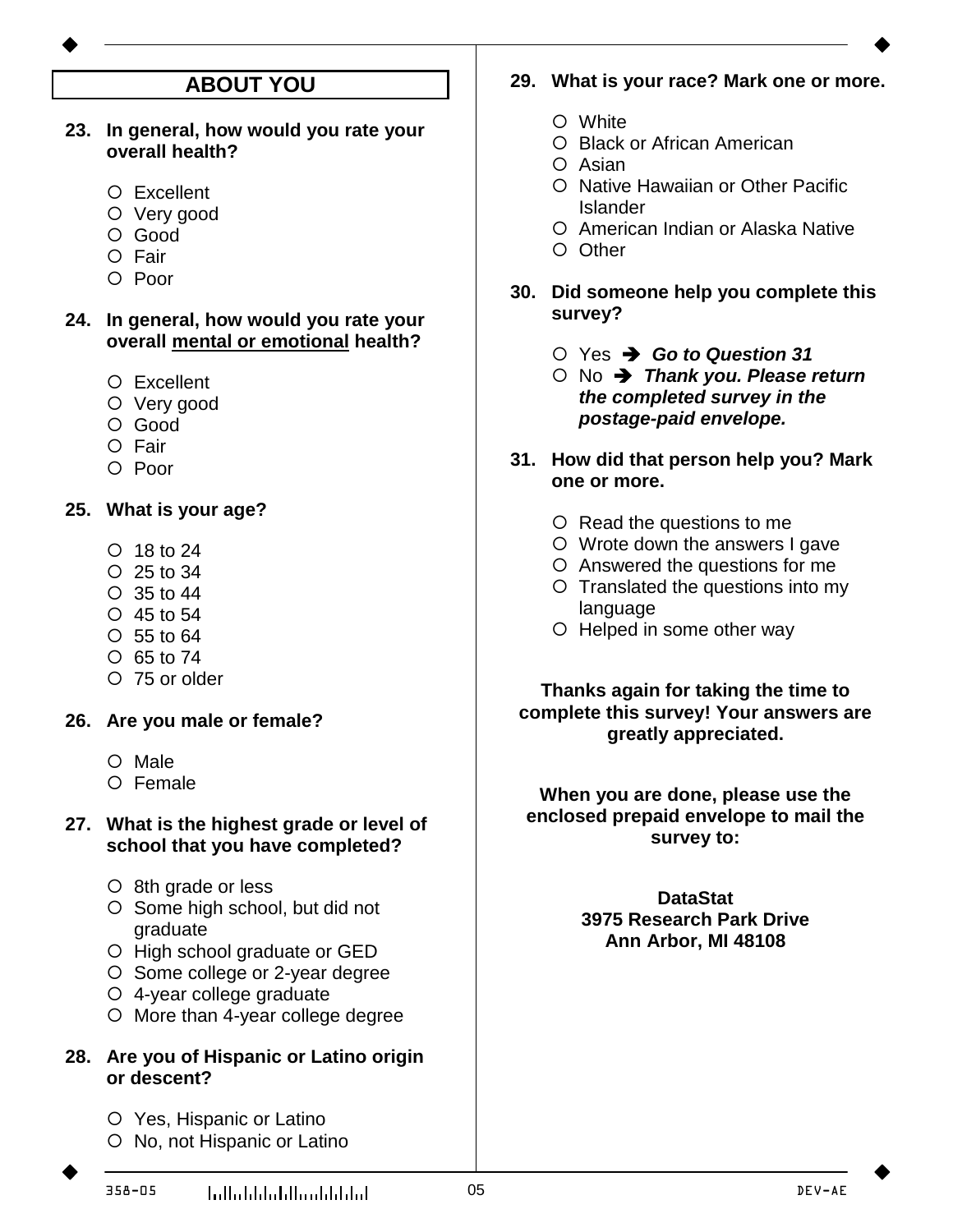## ABOUT YOU

**23. In general, how would you rate your overall health?**

- Excellent
- Very good
- Good
- Fair
- Poor

**24. In general, how would you rate your overall mental or emotional health?**

- Excellent
- Very good
- Good
- Fair
- Poor

**25. What is your age?**

- 18 to 24
- 25 to 34
- 35 to 44
- 45 to 54
- 55 to 64
- 65 to 74
- 75 or older

**26. Are you male or female?**

- Male
- Female

**27. What is the highest grade or level of school that you have completed?**

- 8th grade or less
- Some high school, but did not graduate
- High school graduate or GED
- Some college or 2-year degree
- 4-year college graduate
- More than 4-year college degree

**28. Are you of Hispanic or Latino origin or descent?**

- Yes, Hispanic or Latino
- No, not Hispanic or Latino

**29. What is your race? Mark one or more.**

- White
- Black or African American
- Asian
- Native Hawaiian or Other Pacific Islander
- American Indian or Alaska Native
- Other

**30. Did someone help you complete this survey?**

- Yes ➔ ***Go to Question 31***
- No ➔ ***Thank you. Please return the completed survey in the postage-paid envelope.***

**31. How did that person help you? Mark one or more.**

- Read the questions to me
- Wrote down the answers I gave
- Answered the questions for me
- Translated the questions into my language
- Helped in some other way

**Thanks again for taking the time to complete this survey! Your answers are greatly appreciated.**

**When you are done, please use the enclosed prepaid envelope to mail the survey to:**

**DataStat**
**3975 Research Park Drive**
**Ann Arbor, MI 48108**

358-05 DEV-AE